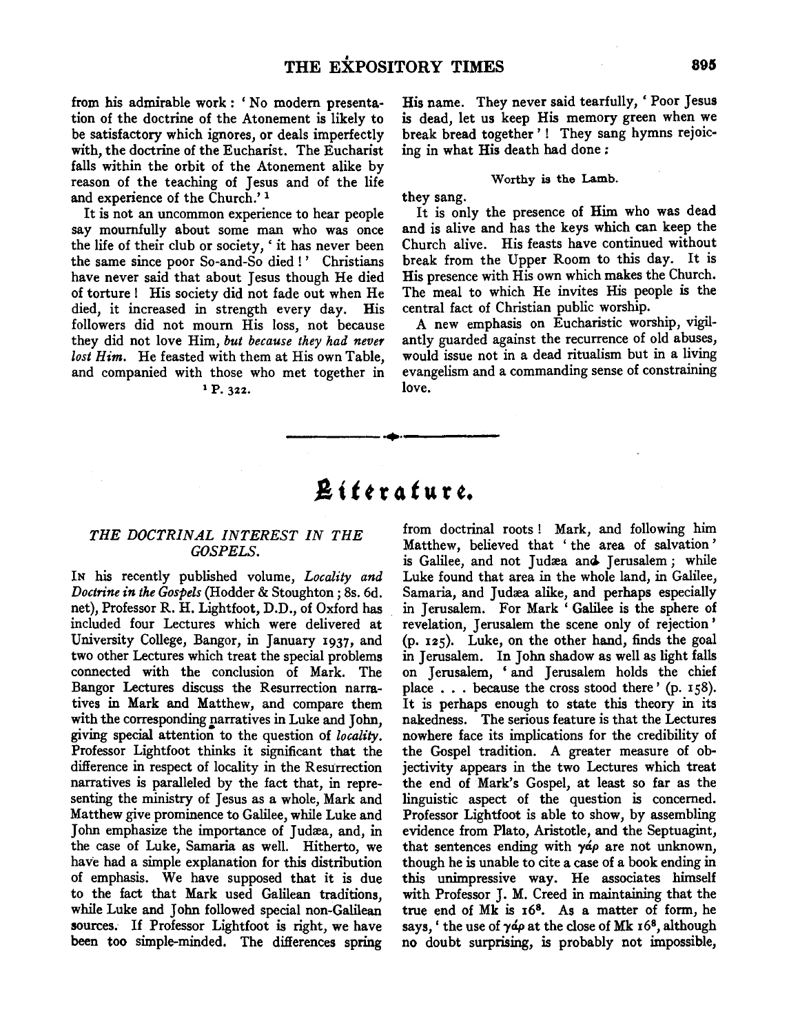from his admirable work: 'No modern presentation of the doctrine of the Atonement is likely to be satisfactory which ignores, or deals imperfectly with, the doctrine of the Eucharist. The Eucharist falls within the orbit of the Atonement alike by reason of the teaching of Jesus and of the life and experience of the Church.'[1]

It is not an uncommon experience to hear people say mournfully about some man who was once the life of their club or society, 'it has never been the same since poor So-and-So died!' Christians have never said that about Jesus though He died of torture! His society did not fade out when He died, it increased in strength every day. His followers did not mourn His loss, not because they did not love Him, *but because they had never lost Him.* He feasted with them at His own Table, and companied with those who met together in His name. They never said tearfully, 'Poor Jesus is dead, let us keep His memory green when we break bread together'! They sang hymns rejoicing in what His death had done:

Worthy is the Lamb.

they sang.

It is only the presence of Him who was dead and is alive and has the keys which can keep the Church alive. His feasts have continued without break from the Upper Room to this day. It is His presence with His own which makes the Church. The meal to which He invites His people is the central fact of Christian public worship.

A new emphasis on Eucharistic worship, vigilantly guarded against the recurrence of old abuses, would issue not in a dead ritualism but in a living evangelism and a commanding sense of constraining love.

[1] P. 322.

---

# Literature.

## *THE DOCTRINAL INTEREST IN THE GOSPELS.*

In his recently published volume, *Locality and Doctrine in the Gospels* (Hodder & Stoughton; 8s. 6d. net), Professor R. H. Lightfoot, D.D., of Oxford has included four Lectures which were delivered at University College, Bangor, in January 1937, and two other Lectures which treat the special problems connected with the conclusion of Mark. The Bangor Lectures discuss the Resurrection narratives in Mark and Matthew, and compare them with the corresponding narratives in Luke and John, giving special attention to the question of *locality*. Professor Lightfoot thinks it significant that the difference in respect of locality in the Resurrection narratives is paralleled by the fact that, in representing the ministry of Jesus as a whole, Mark and Matthew give prominence to Galilee, while Luke and John emphasize the importance of Judæa, and, in the case of Luke, Samaria as well. Hitherto, we have had a simple explanation for this distribution of emphasis. We have supposed that it is due to the fact that Mark used Galilean traditions, while Luke and John followed special non-Galilean sources. If Professor Lightfoot is right, we have been too simple-minded. The differences spring from doctrinal roots! Mark, and following him Matthew, believed that 'the area of salvation' is Galilee, and not Judæa and Jerusalem; while Luke found that area in the whole land, in Galilee, Samaria, and Judæa alike, and perhaps especially in Jerusalem. For Mark 'Galilee is the sphere of revelation, Jerusalem the scene only of rejection' (p. 125). Luke, on the other hand, finds the goal in Jerusalem. In John shadow as well as light falls on Jerusalem, 'and Jerusalem holds the chief place . . . because the cross stood there' (p. 158). It is perhaps enough to state this theory in its nakedness. The serious feature is that the Lectures nowhere face its implications for the credibility of the Gospel tradition. A greater measure of objectivity appears in the two Lectures which treat the end of Mark's Gospel, at least so far as the linguistic aspect of the question is concerned. Professor Lightfoot is able to show, by assembling evidence from Plato, Aristotle, and the Septuagint, that sentences ending with γάρ are not unknown, though he is unable to cite a case of a book ending in this unimpressive way. He associates himself with Professor J. M. Creed in maintaining that the true end of Mk is $16^8$. As a matter of form, he says, 'the use of γάρ at the close of Mk $16^8$, although no doubt surprising, is probably not impossible,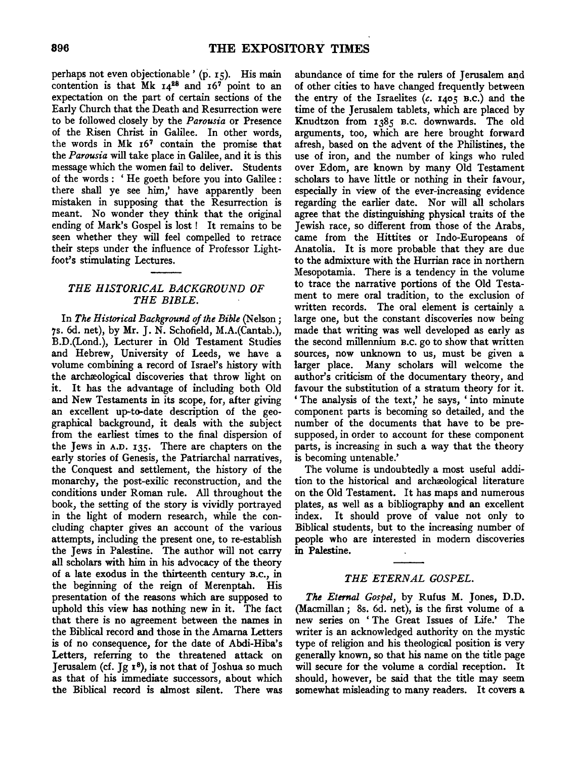perhaps not even objectionable' (p. 15). His main contention is that Mk 14[28] and 16[7] point to an expectation on the part of certain sections of the Early Church that the Death and Resurrection were to be followed closely by the *Parousia* or Presence of the Risen Christ in Galilee. In other words, the words in Mk 16[7] contain the promise that the *Parousia* will take place in Galilee, and it is this message which the women fail to deliver. Students of the words: 'He goeth before you into Galilee: there shall ye see him,' have apparently been mistaken in supposing that the Resurrection is meant. No wonder they think that the original ending of Mark's Gospel is lost! It remains to be seen whether they will feel compelled to retrace their steps under the influence of Professor Lightfoot's stimulating Lectures.

## *THE HISTORICAL BACKGROUND OF THE BIBLE.*

In *The Historical Background of the Bible* (Nelson; 7s. 6d. net), by Mr. J. N. Schofield, M.A.(Cantab.), B.D.(Lond.), Lecturer in Old Testament Studies and Hebrew, University of Leeds, we have a volume combining a record of Israel's history with the archæological discoveries that throw light on it. It has the advantage of including both Old and New Testaments in its scope, for, after giving an excellent up-to-date description of the geographical background, it deals with the subject from the earliest times to the final dispersion of the Jews in A.D. 135. There are chapters on the early stories of Genesis, the Patriarchal narratives, the Conquest and settlement, the history of the monarchy, the post-exilic reconstruction, and the conditions under Roman rule. All throughout the book, the setting of the story is vividly portrayed in the light of modern research, while the concluding chapter gives an account of the various attempts, including the present one, to re-establish the Jews in Palestine. The author will not carry all scholars with him in his advocacy of the theory of a late exodus in the thirteenth century B.C., in the beginning of the reign of Merenptah. His presentation of the reasons which are supposed to uphold this view has nothing new in it. The fact that there is no agreement between the names in the Biblical record and those in the Amarna Letters is of no consequence, for the date of Abdi-Hiba's Letters, referring to the threatened attack on Jerusalem (cf. Jg 1[8]), is not that of Joshua so much as that of his immediate successors, about which the Biblical record is almost silent. There was abundance of time for the rulers of Jerusalem and of other cities to have changed frequently between the entry of the Israelites (*c.* 1405 B.C.) and the time of the Jerusalem tablets, which are placed by Knudtzon from 1385 B.C. downwards. The old arguments, too, which are here brought forward afresh, based on the advent of the Philistines, the use of iron, and the number of kings who ruled over Edom, are known by many Old Testament scholars to have little or nothing in their favour, especially in view of the ever-increasing evidence regarding the earlier date. Nor will all scholars agree that the distinguishing physical traits of the Jewish race, so different from those of the Arabs, came from the Hittites or Indo-Europeans of Anatolia. It is more probable that they are due to the admixture with the Hurrian race in northern Mesopotamia. There is a tendency in the volume to trace the narrative portions of the Old Testament to mere oral tradition, to the exclusion of written records. The oral element is certainly a large one, but the constant discoveries now being made that writing was well developed as early as the second millennium B.C. go to show that written sources, now unknown to us, must be given a larger place. Many scholars will welcome the author's criticism of the documentary theory, and favour the substitution of a stratum theory for it. 'The analysis of the text,' he says, 'into minute component parts is becoming so detailed, and the number of the documents that have to be presupposed, in order to account for these component parts, is increasing in such a way that the theory is becoming untenable.'

The volume is undoubtedly a most useful addition to the historical and archæological literature on the Old Testament. It has maps and numerous plates, as well as a bibliography and an excellent index. It should prove of value not only to Biblical students, but to the increasing number of people who are interested in modern discoveries in Palestine.

## *THE ETERNAL GOSPEL.*

*The Eternal Gospel*, by Rufus M. Jones, D.D. (Macmillan; 8s. 6d. net), is the first volume of a new series on 'The Great Issues of Life.' The writer is an acknowledged authority on the mystic type of religion and his theological position is very generally known, so that his name on the title page will secure for the volume a cordial reception. It should, however, be said that the title may seem somewhat misleading to many readers. It covers a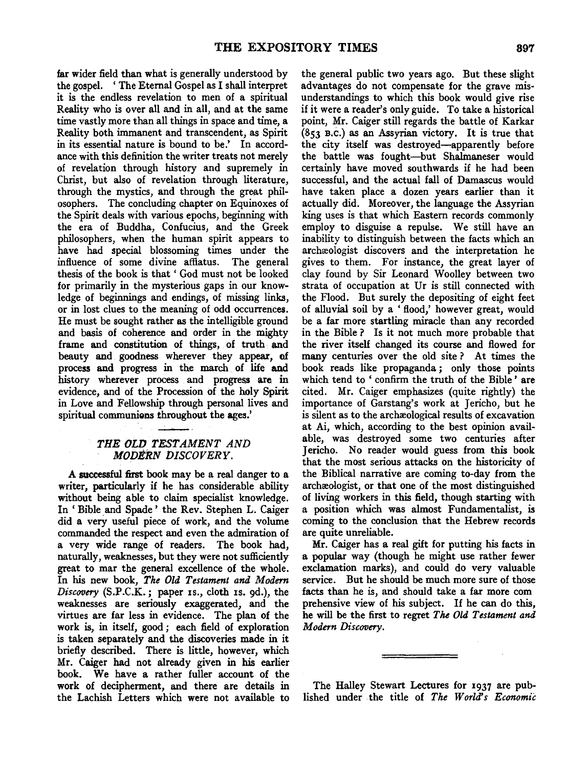far wider field than what is generally understood by the gospel. 'The Eternal Gospel as I shall interpret it is the endless revelation to men of a spiritual Reality who is over all and in all, and at the same time vastly more than all things in space and time, a Reality both immanent and transcendent, as Spirit in its essential nature is bound to be.' In accordance with this definition the writer treats not merely of revelation through history and supremely in Christ, but also of revelation through literature, through the mystics, and through the great philosophers. The concluding chapter on Equinoxes of the Spirit deals with various epochs, beginning with the era of Buddha, Confucius, and the Greek philosophers, when the human spirit appears to have had special blossoming times under the influence of some divine afflatus. The general thesis of the book is that 'God must not be looked for primarily in the mysterious gaps in our knowledge of beginnings and endings, of missing links, or in lost clues to the meaning of odd occurrences. He must be sought rather as the intelligible ground and basis of coherence and order in the mighty frame and constitution of things, of truth and beauty and goodness wherever they appear, of process and progress in the march of life and history wherever process and progress are in evidence, and of the Procession of the holy Spirit in Love and Fellowship through personal lives and spiritual communions throughout the ages.'

## *THE OLD TESTAMENT AND MODERN DISCOVERY.*

A successful first book may be a real danger to a writer, particularly if he has considerable ability without being able to claim specialist knowledge. In 'Bible and Spade' the Rev. Stephen L. Caiger did a very useful piece of work, and the volume commanded the respect and even the admiration of a very wide range of readers. The book had, naturally, weaknesses, but they were not sufficiently great to mar the general excellence of the whole. In his new book, *The Old Testament and Modern Discovery* (S.P.C.K.; paper 1s., cloth 1s. 9d.), the weaknesses are seriously exaggerated, and the virtues are far less in evidence. The plan of the work is, in itself, good; each field of exploration is taken separately and the discoveries made in it briefly described. There is little, however, which Mr. Caiger had not already given in his earlier book. We have a rather fuller account of the work of decipherment, and there are details in the Lachish Letters which were not available to the general public two years ago. But these slight advantages do not compensate for the grave misunderstandings to which this book would give rise if it were a reader's only guide. To take a historical point, Mr. Caiger still regards the battle of Karkar (853 B.C.) as an Assyrian victory. It is true that the city itself was destroyed—apparently before the battle was fought—but Shalmaneser would certainly have moved southwards if he had been successful, and the actual fall of Damascus would have taken place a dozen years earlier than it actually did. Moreover, the language the Assyrian king uses is that which Eastern records commonly employ to disguise a repulse. We still have an inability to distinguish between the facts which an archæologist discovers and the interpretation he gives to them. For instance, the great layer of clay found by Sir Leonard Woolley between two strata of occupation at Ur is still connected with the Flood. But surely the depositing of eight feet of alluvial soil by a 'flood,' however great, would be a far more startling miracle than any recorded in the Bible? Is it not much more probable that the river itself changed its course and flowed for many centuries over the old site? At times the book reads like propaganda; only those points which tend to 'confirm the truth of the Bible' are cited. Mr. Caiger emphasizes (quite rightly) the importance of Garstang's work at Jericho, but he is silent as to the archæological results of excavation at Ai, which, according to the best opinion available, was destroyed some two centuries after Jericho. No reader would guess from this book that the most serious attacks on the historicity of the Biblical narrative are coming to-day from the archæologist, or that one of the most distinguished of living workers in this field, though starting with a position which was almost Fundamentalist, is coming to the conclusion that the Hebrew records are quite unreliable.

Mr. Caiger has a real gift for putting his facts in a popular way (though he might use rather fewer exclamation marks), and could do very valuable service. But he should be much more sure of those facts than he is, and should take a far more comprehensive view of his subject. If he can do this, he will be the first to regret *The Old Testament and Modern Discovery*.

---

The Halley Stewart Lectures for 1937 are published under the title of *The World's Economic*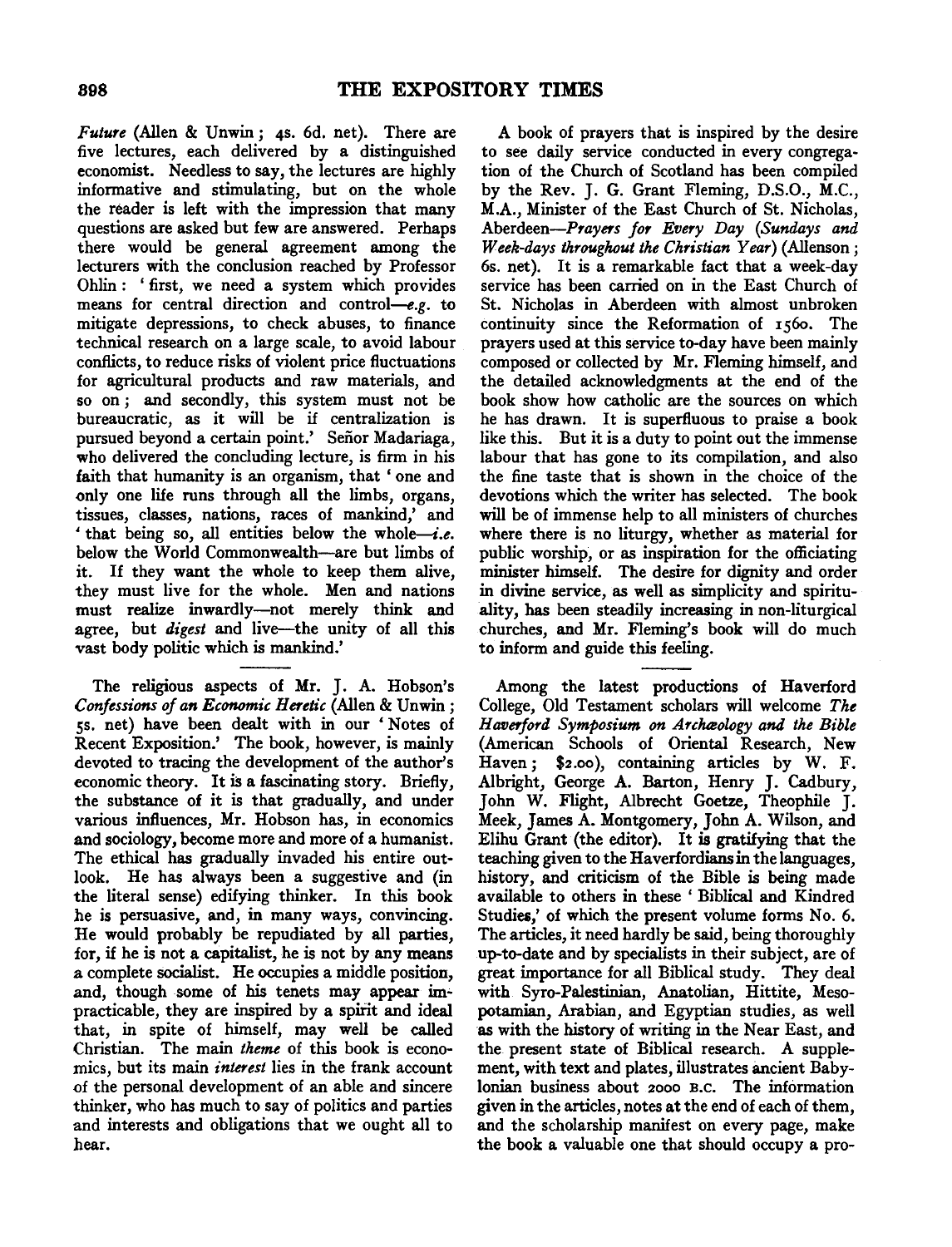*Future* (Allen & Unwin; 4s. 6d. net). There are five lectures, each delivered by a distinguished economist. Needless to say, the lectures are highly informative and stimulating, but on the whole the reader is left with the impression that many questions are asked but few are answered. Perhaps there would be general agreement among the lecturers with the conclusion reached by Professor Ohlin: 'first, we need a system which provides means for central direction and control—*e.g.* to mitigate depressions, to check abuses, to finance technical research on a large scale, to avoid labour conflicts, to reduce risks of violent price fluctuations for agricultural products and raw materials, and so on; and secondly, this system must not be bureaucratic, as it will be if centralization is pursued beyond a certain point.' Señor Madariaga, who delivered the concluding lecture, is firm in his faith that humanity is an organism, that 'one and only one life runs through all the limbs, organs, tissues, classes, nations, races of mankind,' and 'that being so, all entities below the whole—*i.e.* below the World Commonwealth—are but limbs of it. If they want the whole to keep them alive, they must live for the whole. Men and nations must realize inwardly—not merely think and agree, but *digest* and live—the unity of all this vast body politic which is mankind.'

---

The religious aspects of Mr. J. A. Hobson's *Confessions of an Economic Heretic* (Allen & Unwin; 5s. net) have been dealt with in our 'Notes of Recent Exposition.' The book, however, is mainly devoted to tracing the development of the author's economic theory. It is a fascinating story. Briefly, the substance of it is that gradually, and under various influences, Mr. Hobson has, in economics and sociology, become more and more of a humanist. The ethical has gradually invaded his entire outlook. He has always been a suggestive and (in the literal sense) edifying thinker. In this book he is persuasive, and, in many ways, convincing. He would probably be repudiated by all parties, for, if he is not a capitalist, he is not by any means a complete socialist. He occupies a middle position, and, though some of his tenets may appear impracticable, they are inspired by a spirit and ideal that, in spite of himself, may well be called Christian. The main *theme* of this book is economics, but its main *interest* lies in the frank account of the personal development of an able and sincere thinker, who has much to say of politics and parties and interests and obligations that we ought all to hear.

---

A book of prayers that is inspired by the desire to see daily service conducted in every congregation of the Church of Scotland has been compiled by the Rev. J. G. Grant Fleming, D.S.O., M.C., M.A., Minister of the East Church of St. Nicholas, Aberdeen—*Prayers for Every Day (Sundays and Week-days throughout the Christian Year)* (Allenson; 6s. net). It is a remarkable fact that a week-day service has been carried on in the East Church of St. Nicholas in Aberdeen with almost unbroken continuity since the Reformation of 1560. The prayers used at this service to-day have been mainly composed or collected by Mr. Fleming himself, and the detailed acknowledgments at the end of the book show how catholic are the sources on which he has drawn. It is superfluous to praise a book like this. But it is a duty to point out the immense labour that has gone to its compilation, and also the fine taste that is shown in the choice of the devotions which the writer has selected. The book will be of immense help to all ministers of churches where there is no liturgy, whether as material for public worship, or as inspiration for the officiating minister himself. The desire for dignity and order in divine service, as well as simplicity and spirituality, has been steadily increasing in non-liturgical churches, and Mr. Fleming's book will do much to inform and guide this feeling.

---

Among the latest productions of Haverford College, Old Testament scholars will welcome *The Haverford Symposium on Archæology and the Bible* (American Schools of Oriental Research, New Haven; $2.00), containing articles by W. F. Albright, George A. Barton, Henry J. Cadbury, John W. Flight, Albrecht Goetze, Theophile J. Meek, James A. Montgomery, John A. Wilson, and Elihu Grant (the editor). It is gratifying that the teaching given to the Haverfordians in the languages, history, and criticism of the Bible is being made available to others in these 'Biblical and Kindred Studies,' of which the present volume forms No. 6. The articles, it need hardly be said, being thoroughly up-to-date and by specialists in their subject, are of great importance for all Biblical study. They deal with Syro-Palestinian, Anatolian, Hittite, Mesopotamian, Arabian, and Egyptian studies, as well as with the history of writing in the Near East, and the present state of Biblical research. A supplement, with text and plates, illustrates ancient Babylonian business about 2000 B.C. The information given in the articles, notes at the end of each of them, and the scholarship manifest on every page, make the book a valuable one that should occupy a pro-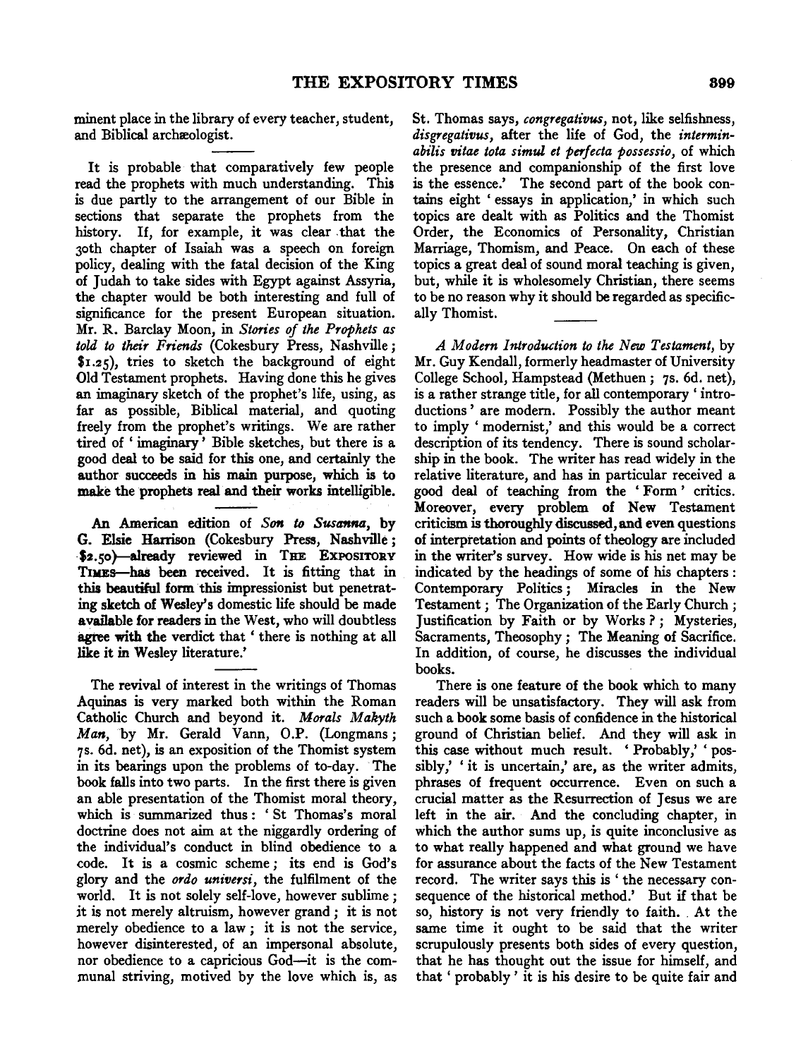minent place in the library of every teacher, student, and Biblical archæologist.

---

It is probable that comparatively few people read the prophets with much understanding. This is due partly to the arrangement of our Bible in sections that separate the prophets from the history. If, for example, it was clear that the 30th chapter of Isaiah was a speech on foreign policy, dealing with the fatal decision of the King of Judah to take sides with Egypt against Assyria, the chapter would be both interesting and full of significance for the present European situation. Mr. R. Barclay Moon, in *Stories of the Prophets as told to their Friends* (Cokesbury Press, Nashville; $1.25), tries to sketch the background of eight Old Testament prophets. Having done this he gives an imaginary sketch of the prophet's life, using, as far as possible, Biblical material, and quoting freely from the prophet's writings. We are rather tired of 'imaginary' Bible sketches, but there is a good deal to be said for this one, and certainly the author succeeds in his main purpose, which is to make the prophets real and their works intelligible.

---

An American edition of *Son to Susanna*, by G. Elsie Harrison (Cokesbury Press, Nashville; $2.50)—already reviewed in THE EXPOSITORY TIMES—has been received. It is fitting that in this beautiful form this impressionist but penetrating sketch of Wesley's domestic life should be made available for readers in the West, who will doubtless agree with the verdict that 'there is nothing at all like it in Wesley literature.'

---

The revival of interest in the writings of Thomas Aquinas is very marked both within the Roman Catholic Church and beyond it. *Morals Makyth Man*, by Mr. Gerald Vann, O.P. (Longmans; 7s. 6d. net), is an exposition of the Thomist system in its bearings upon the problems of to-day. The book falls into two parts. In the first there is given an able presentation of the Thomist moral theory, which is summarized thus: 'St Thomas's moral doctrine does not aim at the niggardly ordering of the individual's conduct in blind obedience to a code. It is a cosmic scheme; its end is God's glory and the *ordo universi*, the fulfilment of the world. It is not solely self-love, however sublime; it is not merely altruism, however grand; it is not merely obedience to a law; it is not the service, however disinterested, of an impersonal absolute, nor obedience to a capricious God—it is the communal striving, motived by the love which is, as St. Thomas says, *congregativus*, not, like selfishness, *disgregativus*, after the life of God, the *interminabilis vitae tota simul et perfecta possessio*, of which the presence and companionship of the first love is the essence.' The second part of the book contains eight 'essays in application,' in which such topics are dealt with as Politics and the Thomist Order, the Economics of Personality, Christian Marriage, Thomism, and Peace. On each of these topics a great deal of sound moral teaching is given, but, while it is wholesomely Christian, there seems to be no reason why it should be regarded as specifically Thomist.

---

*A Modern Introduction to the New Testament*, by Mr. Guy Kendall, formerly headmaster of University College School, Hampstead (Methuen; 7s. 6d. net), is a rather strange title, for all contemporary 'introductions' are modern. Possibly the author meant to imply 'modernist,' and this would be a correct description of its tendency. There is sound scholarship in the book. The writer has read widely in the relative literature, and has in particular received a good deal of teaching from the 'Form' critics. Moreover, every problem of New Testament criticism is thoroughly discussed, and even questions of interpretation and points of theology are included in the writer's survey. How wide is his net may be indicated by the headings of some of his chapters: Contemporary Politics; Miracles in the New Testament; The Organization of the Early Church; Justification by Faith or by Works?; Mysteries, Sacraments, Theosophy; The Meaning of Sacrifice. In addition, of course, he discusses the individual books.

There is one feature of the book which to many readers will be unsatisfactory. They will ask from such a book some basis of confidence in the historical ground of Christian belief. And they will ask in this case without much result. 'Probably,' 'possibly,' 'it is uncertain,' are, as the writer admits, phrases of frequent occurrence. Even on such a crucial matter as the Resurrection of Jesus we are left in the air. And the concluding chapter, in which the author sums up, is quite inconclusive as to what really happened and what ground we have for assurance about the facts of the New Testament record. The writer says this is 'the necessary consequence of the historical method.' But if that be so, history is not very friendly to faith. At the same time it ought to be said that the writer scrupulously presents both sides of every question, that he has thought out the issue for himself, and that 'probably' it is his desire to be quite fair and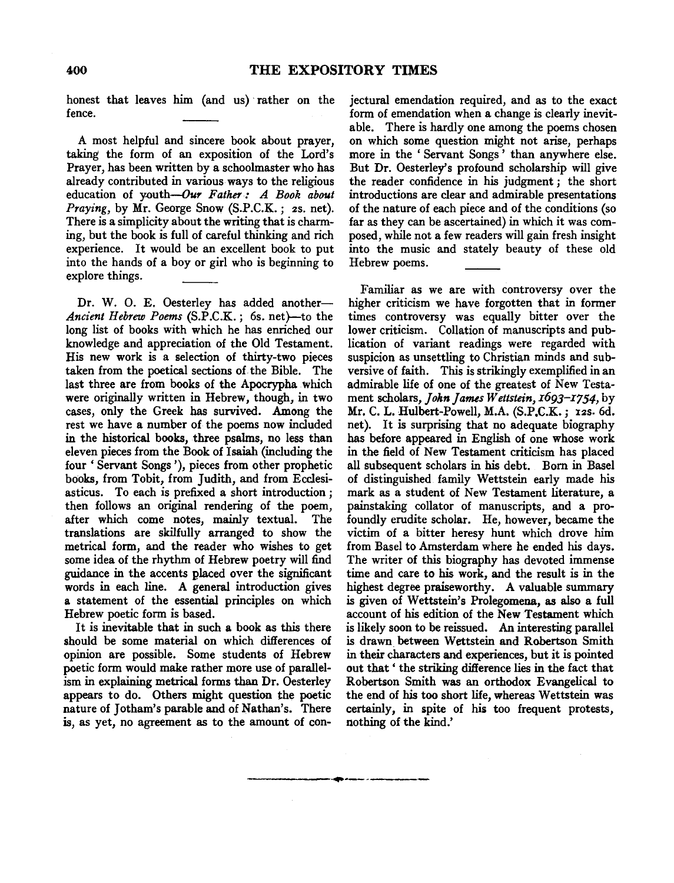honest that leaves him (and us) rather on the fence.

A most helpful and sincere book about prayer, taking the form of an exposition of the Lord's Prayer, has been written by a schoolmaster who has already contributed in various ways to the religious education of youth—*Our Father: A Book about Praying*, by Mr. George Snow (S.P.C.K.; 2s. net). There is a simplicity about the writing that is charming, but the book is full of careful thinking and rich experience. It would be an excellent book to put into the hands of a boy or girl who is beginning to explore things.

Dr. W. O. E. Oesterley has added another—*Ancient Hebrew Poems* (S.P.C.K.; 6s. net)—to the long list of books with which he has enriched our knowledge and appreciation of the Old Testament. His new work is a selection of thirty-two pieces taken from the poetical sections of the Bible. The last three are from books of the Apocrypha which were originally written in Hebrew, though, in two cases, only the Greek has survived. Among the rest we have a number of the poems now included in the historical books, three psalms, no less than eleven pieces from the Book of Isaiah (including the four 'Servant Songs'), pieces from other prophetic books, from Tobit, from Judith, and from Ecclesiasticus. To each is prefixed a short introduction; then follows an original rendering of the poem, after which come notes, mainly textual. The translations are skilfully arranged to show the metrical form, and the reader who wishes to get some idea of the rhythm of Hebrew poetry will find guidance in the accents placed over the significant words in each line. A general introduction gives a statement of the essential principles on which Hebrew poetic form is based.

It is inevitable that in such a book as this there should be some material on which differences of opinion are possible. Some students of Hebrew poetic form would make rather more use of parallelism in explaining metrical forms than Dr. Oesterley appears to do. Others might question the poetic nature of Jotham's parable and of Nathan's. There is, as yet, no agreement as to the amount of conjectural emendation required, and as to the exact form of emendation when a change is clearly inevitable. There is hardly one among the poems chosen on which some question might not arise, perhaps more in the 'Servant Songs' than anywhere else. But Dr. Oesterley's profound scholarship will give the reader confidence in his judgment; the short introductions are clear and admirable presentations of the nature of each piece and of the conditions (so far as they can be ascertained) in which it was composed, while not a few readers will gain fresh insight into the music and stately beauty of these old Hebrew poems.

Familiar as we are with controversy over the higher criticism we have forgotten that in former times controversy was equally bitter over the lower criticism. Collation of manuscripts and publication of variant readings were regarded with suspicion as unsettling to Christian minds and subversive of faith. This is strikingly exemplified in an admirable life of one of the greatest of New Testament scholars, *John James Wettstein, 1693–1754*, by Mr. C. L. Hulbert-Powell, M.A. (S.P.C.K.; 12s. 6d. net). It is surprising that no adequate biography has before appeared in English of one whose work in the field of New Testament criticism has placed all subsequent scholars in his debt. Born in Basel of distinguished family Wettstein early made his mark as a student of New Testament literature, a painstaking collator of manuscripts, and a profoundly erudite scholar. He, however, became the victim of a bitter heresy hunt which drove him from Basel to Amsterdam where he ended his days. The writer of this biography has devoted immense time and care to his work, and the result is in the highest degree praiseworthy. A valuable summary is given of Wettstein's Prolegomena, as also a full account of his edition of the New Testament which is likely soon to be reissued. An interesting parallel is drawn between Wettstein and Robertson Smith in their characters and experiences, but it is pointed out that 'the striking difference lies in the fact that Robertson Smith was an orthodox Evangelical to the end of his too short life, whereas Wettstein was certainly, in spite of his too frequent protests, nothing of the kind.'